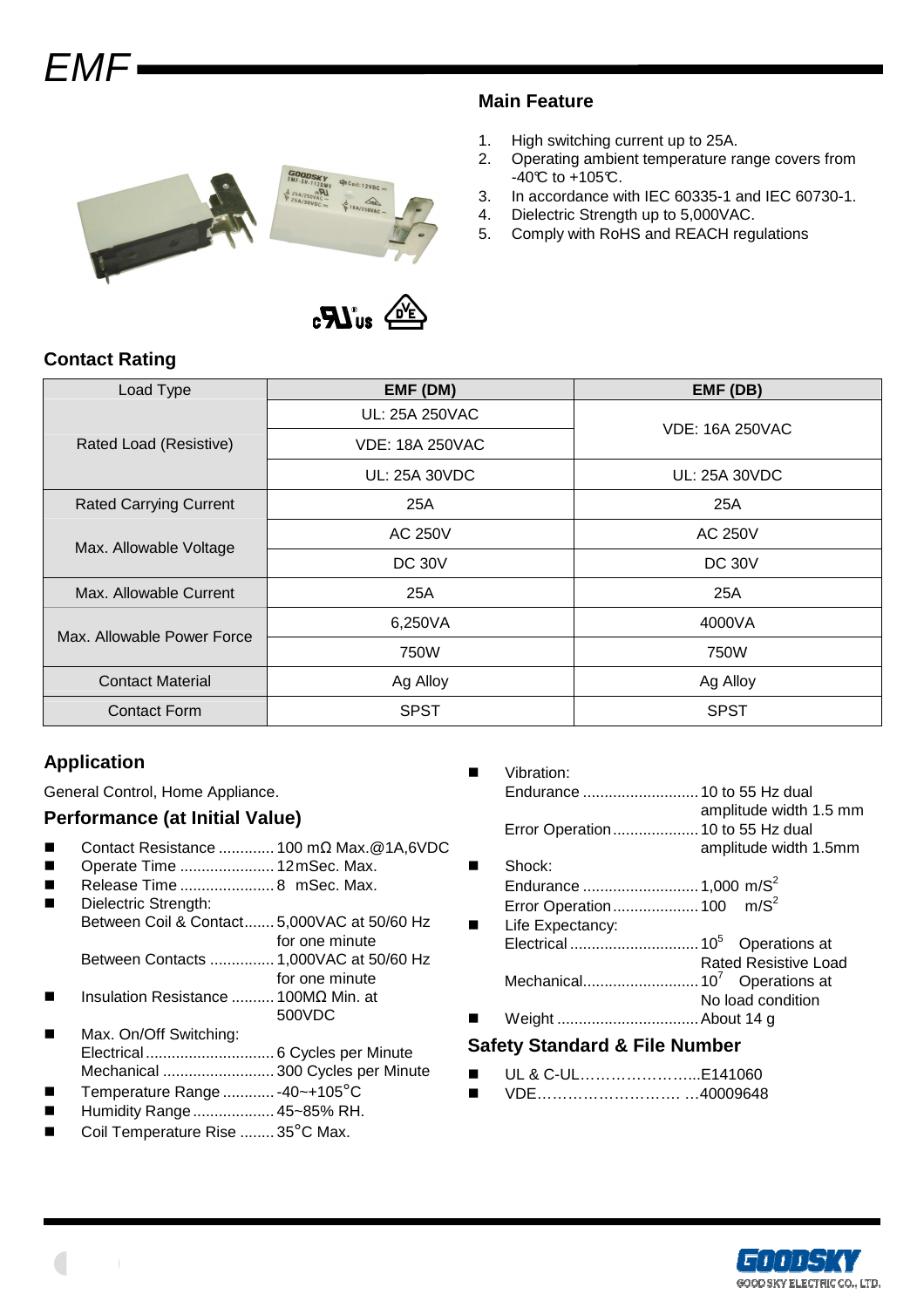# EMF

## Main Feature

1. High switching current up to 25A.
2. Operating ambient temperature range covers from -40℃ to +105℃.
3. In accordance with IEC 60335-1 and IEC 60730-1.
4. Dielectric Strength up to 5,000VAC.
5. Comply with RoHS and REACH regulations

## Contact Rating

| Load Type | EMF (DM) | EMF (DB) |
|---|---|---|
| Rated Load (Resistive) | UL: 25A 250VAC | VDE: 16A 250VAC |
| | VDE: 18A 250VAC | |
| | UL: 25A 30VDC | UL: 25A 30VDC |
| Rated Carrying Current | 25A | 25A |
| Max. Allowable Voltage | AC 250V | AC 250V |
| | DC 30V | DC 30V |
| Max. Allowable Current | 25A | 25A |
| Max. Allowable Power Force | 6,250VA | 4000VA |
| | 750W | 750W |
| Contact Material | Ag Alloy | Ag Alloy |
| Contact Form | SPST | SPST |

## Application

General Control, Home Appliance.

## Performance (at Initial Value)

- Contact Resistance ............. 100 mΩ Max.@1A,6VDC
- Operate Time ...................... 12mSec. Max.
- Release Time ...................... 8 mSec. Max.
- Dielectric Strength:
  - Between Coil & Contact....... 5,000VAC at 50/60 Hz for one minute
  - Between Contacts ............... 1,000VAC at 50/60 Hz for one minute
- Insulation Resistance .......... 100MΩ Min. at 500VDC
- Max. On/Off Switching:
  - Electrical .............................. 6 Cycles per Minute
  - Mechanical .......................... 300 Cycles per Minute
- Temperature Range ............ -40~+105°C
- Humidity Range ................... 45~85% RH.
- Coil Temperature Rise ........ 35°C Max.
- Vibration:
  - Endurance ........................... 10 to 55 Hz dual amplitude width 1.5 mm
  - Error Operation .................... 10 to 55 Hz dual amplitude width 1.5mm
- Shock:
  - Endurance ........................... 1,000 $m/S^2$
  - Error Operation .................... 100 $m/S^2$
- Life Expectancy:
  - Electrical .............................. $10^5$ Operations at Rated Resistive Load
  - Mechanical........................... $10^7$ Operations at No load condition
- Weight ................................. About 14 g

## Safety Standard & File Number

- UL & C-UL……………………..E141060
- VDE……………………… …40009648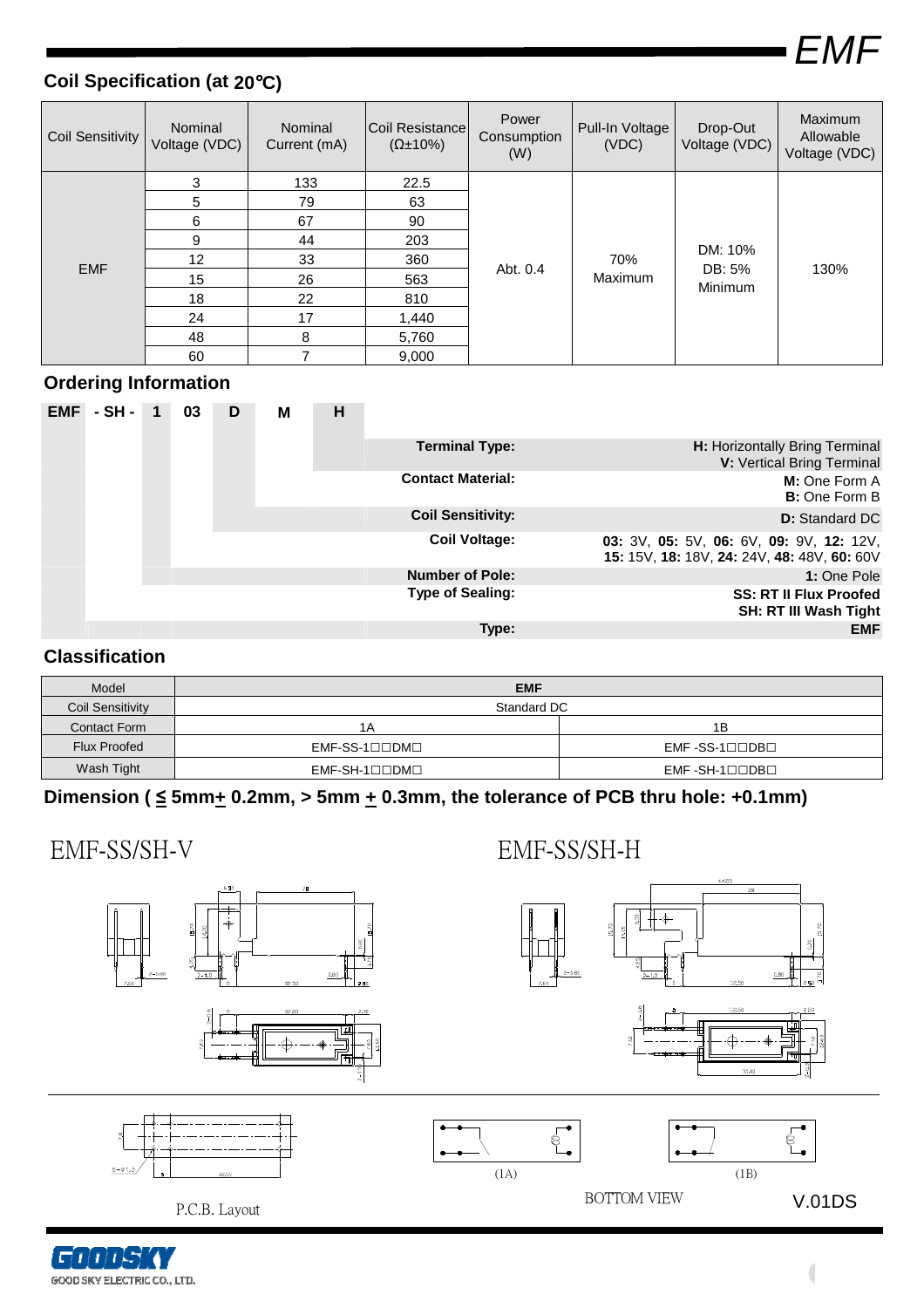## Coil Specification (at 20℃)

| Coil Sensitivity | Nominal Voltage (VDC) | Nominal Current (mA) | Coil Resistance (Ω±10%) | Power Consumption (W) | Pull-In Voltage (VDC) | Drop-Out Voltage (VDC) | Maximum Allowable Voltage (VDC) |
|---|---|---|---|---|---|---|---|
| EMF | 3 | 133 | 22.5 | Abt. 0.4 | 70% Maximum | DM: 10% DB: 5% Minimum | 130% |
| | 5 | 79 | 63 | | | | |
| | 6 | 67 | 90 | | | | |
| | 9 | 44 | 203 | | | | |
| | 12 | 33 | 360 | | | | |
| | 15 | 26 | 563 | | | | |
| | 18 | 22 | 810 | | | | |
| | 24 | 17 | 1,440 | | | | |
| | 48 | 8 | 5,760 | | | | |
| | 60 | 7 | 9,000 | | | | |

## Ordering Information

**EMF - SH - 1 03 D M H**

| | |
|---|---|
| **Terminal Type:** | **H:** Horizontally Bring Terminal<br>**V:** Vertical Bring Terminal |
| **Contact Material:** | **M:** One Form A<br>**B:** One Form B |
| **Coil Sensitivity:** | **D:** Standard DC |
| **Coil Voltage:** | **03:** 3V, **05:** 5V, **06:** 6V, **09:** 9V, **12:** 12V, **15:** 15V, **18:** 18V, **24:** 24V, **48:** 48V, **60:** 60V |
| **Number of Pole:** | **1:** One Pole |
| **Type of Sealing:** | **SS: RT II Flux Proofed**<br>**SH: RT III Wash Tight** |
| **Type:** | **EMF** |

## Classification

| Model | EMF | |
|---|---|---|
| Coil Sensitivity | Standard DC | |
| Contact Form | 1A | 1B |
| Flux Proofed | EMF-SS-1□□DM□ | EMF -SS-1□□DB□ |
| Wash Tight | EMF-SH-1□□DM□ | EMF -SH-1□□DB□ |

## Dimension ( ≦ 5mm ± 0.2mm, > 5mm ± 0.3mm, the tolerance of PCB thru hole: +0.1mm)

EMF-SS/SH-V

EMF-SS/SH-H

P.C.B. Layout

(1A)

(1B)

BOTTOM VIEW

V.01DS

GOODSKY

GOOD SKY ELECTRIC CO., LTD.